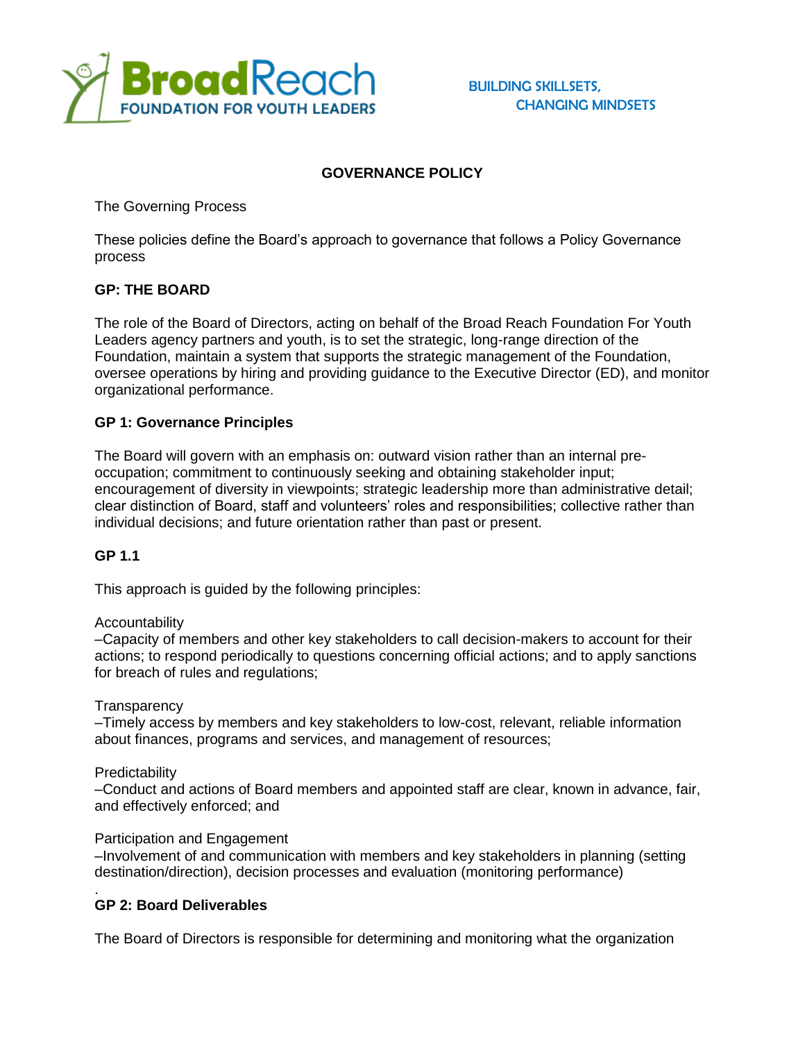BroadReach FOUNDATION FOR YOUTH LEADERS

BUILDING SKILLSETS, CHANGING MINDSETS

# GOVERNANCE POLICY

The Governing Process

These policies define the Board's approach to governance that follows a Policy Governance process

## GP: THE BOARD

The role of the Board of Directors, acting on behalf of the Broad Reach Foundation For Youth Leaders agency partners and youth, is to set the strategic, long-range direction of the Foundation, maintain a system that supports the strategic management of the Foundation, oversee operations by hiring and providing guidance to the Executive Director (ED), and monitor organizational performance.

## GP 1: Governance Principles

The Board will govern with an emphasis on: outward vision rather than an internal pre-occupation; commitment to continuously seeking and obtaining stakeholder input; encouragement of diversity in viewpoints; strategic leadership more than administrative detail; clear distinction of Board, staff and volunteers' roles and responsibilities; collective rather than individual decisions; and future orientation rather than past or present.

## GP 1.1

This approach is guided by the following principles:

Accountability
–Capacity of members and other key stakeholders to call decision-makers to account for their actions; to respond periodically to questions concerning official actions; and to apply sanctions for breach of rules and regulations;

Transparency
–Timely access by members and key stakeholders to low-cost, relevant, reliable information about finances, programs and services, and management of resources;

Predictability
–Conduct and actions of Board members and appointed staff are clear, known in advance, fair, and effectively enforced; and

Participation and Engagement
–Involvement of and communication with members and key stakeholders in planning (setting destination/direction), decision processes and evaluation (monitoring performance)
.

## GP 2: Board Deliverables

The Board of Directors is responsible for determining and monitoring what the organization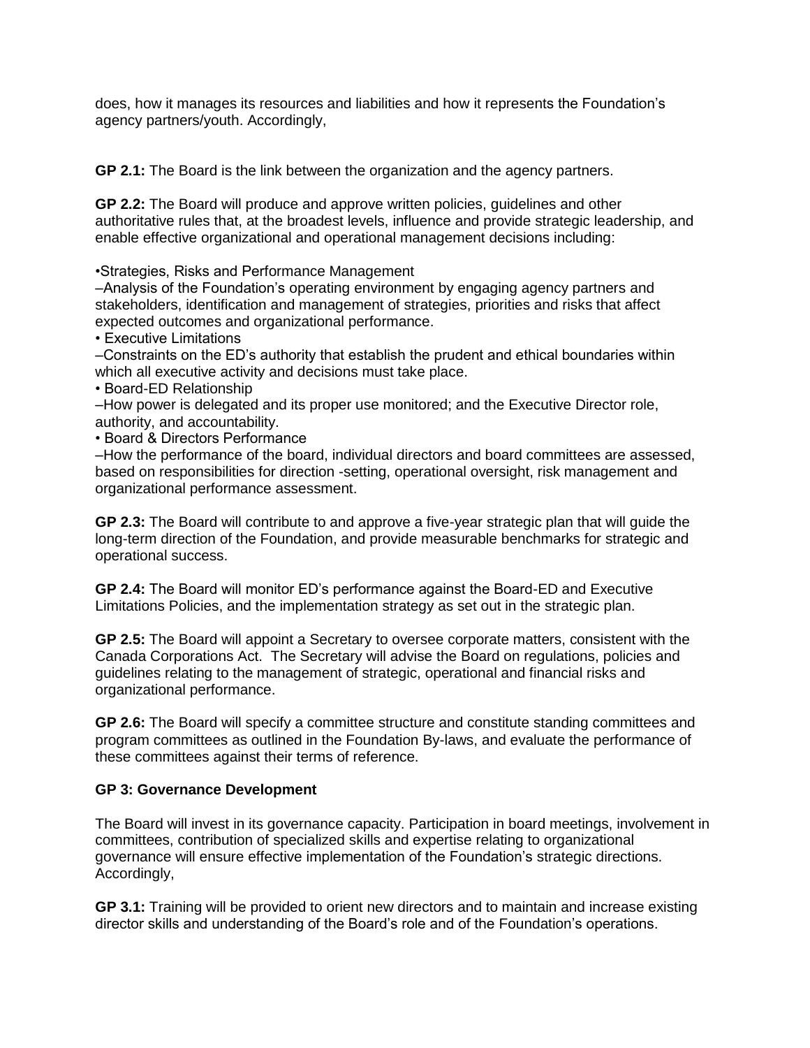does, how it manages its resources and liabilities and how it represents the Foundation's agency partners/youth. Accordingly,

**GP 2.1:** The Board is the link between the organization and the agency partners.

**GP 2.2:** The Board will produce and approve written policies, guidelines and other authoritative rules that, at the broadest levels, influence and provide strategic leadership, and enable effective organizational and operational management decisions including:

•Strategies, Risks and Performance Management
–Analysis of the Foundation's operating environment by engaging agency partners and stakeholders, identification and management of strategies, priorities and risks that affect expected outcomes and organizational performance.
• Executive Limitations
–Constraints on the ED's authority that establish the prudent and ethical boundaries within which all executive activity and decisions must take place.
• Board-ED Relationship
–How power is delegated and its proper use monitored; and the Executive Director role, authority, and accountability.
• Board & Directors Performance
–How the performance of the board, individual directors and board committees are assessed, based on responsibilities for direction -setting, operational oversight, risk management and organizational performance assessment.

**GP 2.3:** The Board will contribute to and approve a five-year strategic plan that will guide the long-term direction of the Foundation, and provide measurable benchmarks for strategic and operational success.

**GP 2.4:** The Board will monitor ED's performance against the Board-ED and Executive Limitations Policies, and the implementation strategy as set out in the strategic plan.

**GP 2.5:** The Board will appoint a Secretary to oversee corporate matters, consistent with the Canada Corporations Act. The Secretary will advise the Board on regulations, policies and guidelines relating to the management of strategic, operational and financial risks and organizational performance.

**GP 2.6:** The Board will specify a committee structure and constitute standing committees and program committees as outlined in the Foundation By-laws, and evaluate the performance of these committees against their terms of reference.

**GP 3: Governance Development**

The Board will invest in its governance capacity. Participation in board meetings, involvement in committees, contribution of specialized skills and expertise relating to organizational governance will ensure effective implementation of the Foundation's strategic directions. Accordingly,

**GP 3.1:** Training will be provided to orient new directors and to maintain and increase existing director skills and understanding of the Board's role and of the Foundation's operations.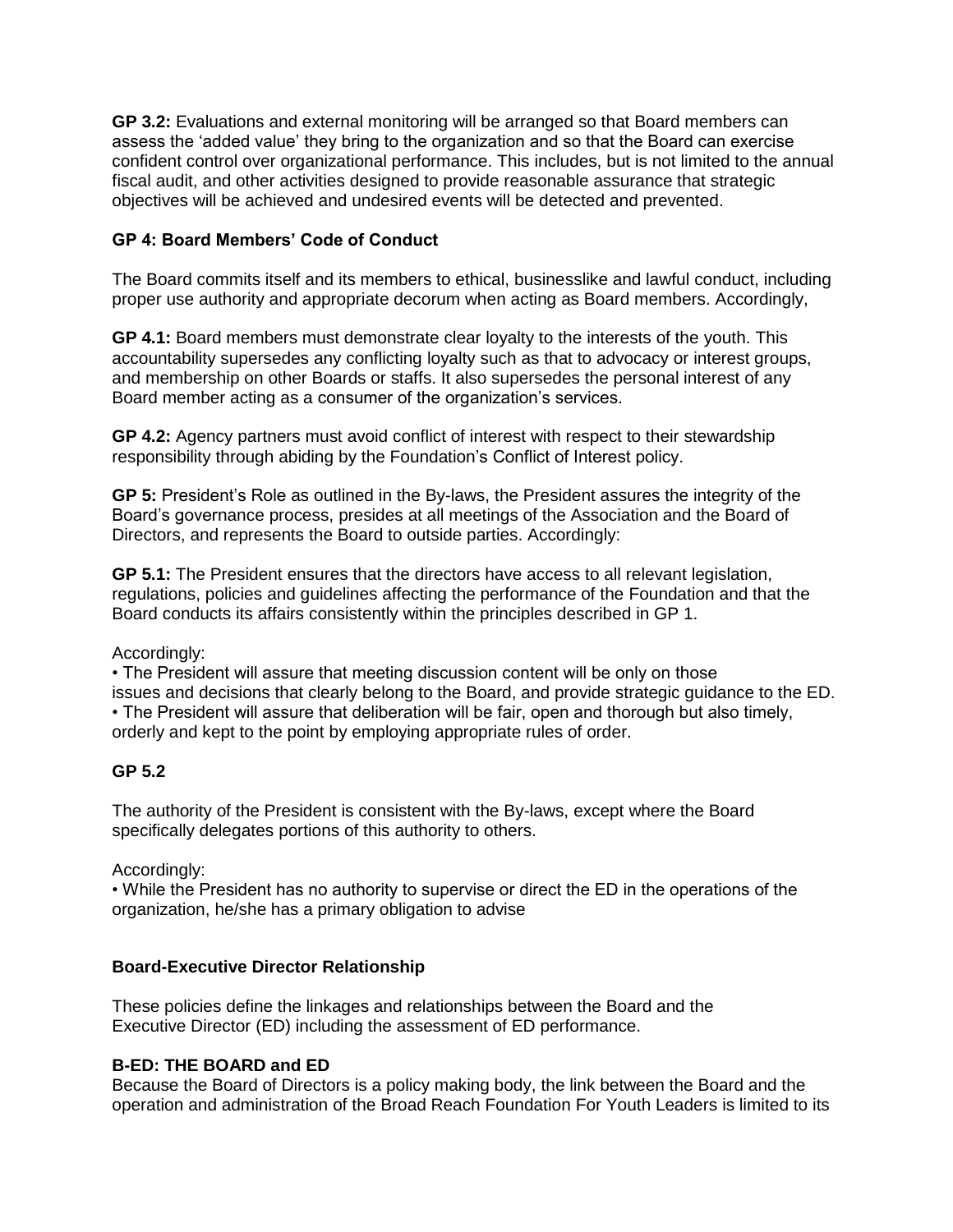**GP 3.2:** Evaluations and external monitoring will be arranged so that Board members can assess the 'added value' they bring to the organization and so that the Board can exercise confident control over organizational performance. This includes, but is not limited to the annual fiscal audit, and other activities designed to provide reasonable assurance that strategic objectives will be achieved and undesired events will be detected and prevented.

**GP 4: Board Members' Code of Conduct**

The Board commits itself and its members to ethical, businesslike and lawful conduct, including proper use authority and appropriate decorum when acting as Board members. Accordingly,

**GP 4.1:** Board members must demonstrate clear loyalty to the interests of the youth. This accountability supersedes any conflicting loyalty such as that to advocacy or interest groups, and membership on other Boards or staffs. It also supersedes the personal interest of any Board member acting as a consumer of the organization's services.

**GP 4.2:** Agency partners must avoid conflict of interest with respect to their stewardship responsibility through abiding by the Foundation's Conflict of Interest policy.

**GP 5:** President's Role as outlined in the By-laws, the President assures the integrity of the Board's governance process, presides at all meetings of the Association and the Board of Directors, and represents the Board to outside parties. Accordingly:

**GP 5.1:** The President ensures that the directors have access to all relevant legislation, regulations, policies and guidelines affecting the performance of the Foundation and that the Board conducts its affairs consistently within the principles described in GP 1.

Accordingly:

- The President will assure that meeting discussion content will be only on those issues and decisions that clearly belong to the Board, and provide strategic guidance to the ED.
- The President will assure that deliberation will be fair, open and thorough but also timely, orderly and kept to the point by employing appropriate rules of order.

**GP 5.2**

The authority of the President is consistent with the By-laws, except where the Board specifically delegates portions of this authority to others.

Accordingly:

- While the President has no authority to supervise or direct the ED in the operations of the organization, he/she has a primary obligation to advise

**Board-Executive Director Relationship**

These policies define the linkages and relationships between the Board and the Executive Director (ED) including the assessment of ED performance.

**B-ED: THE BOARD and ED**

Because the Board of Directors is a policy making body, the link between the Board and the operation and administration of the Broad Reach Foundation For Youth Leaders is limited to its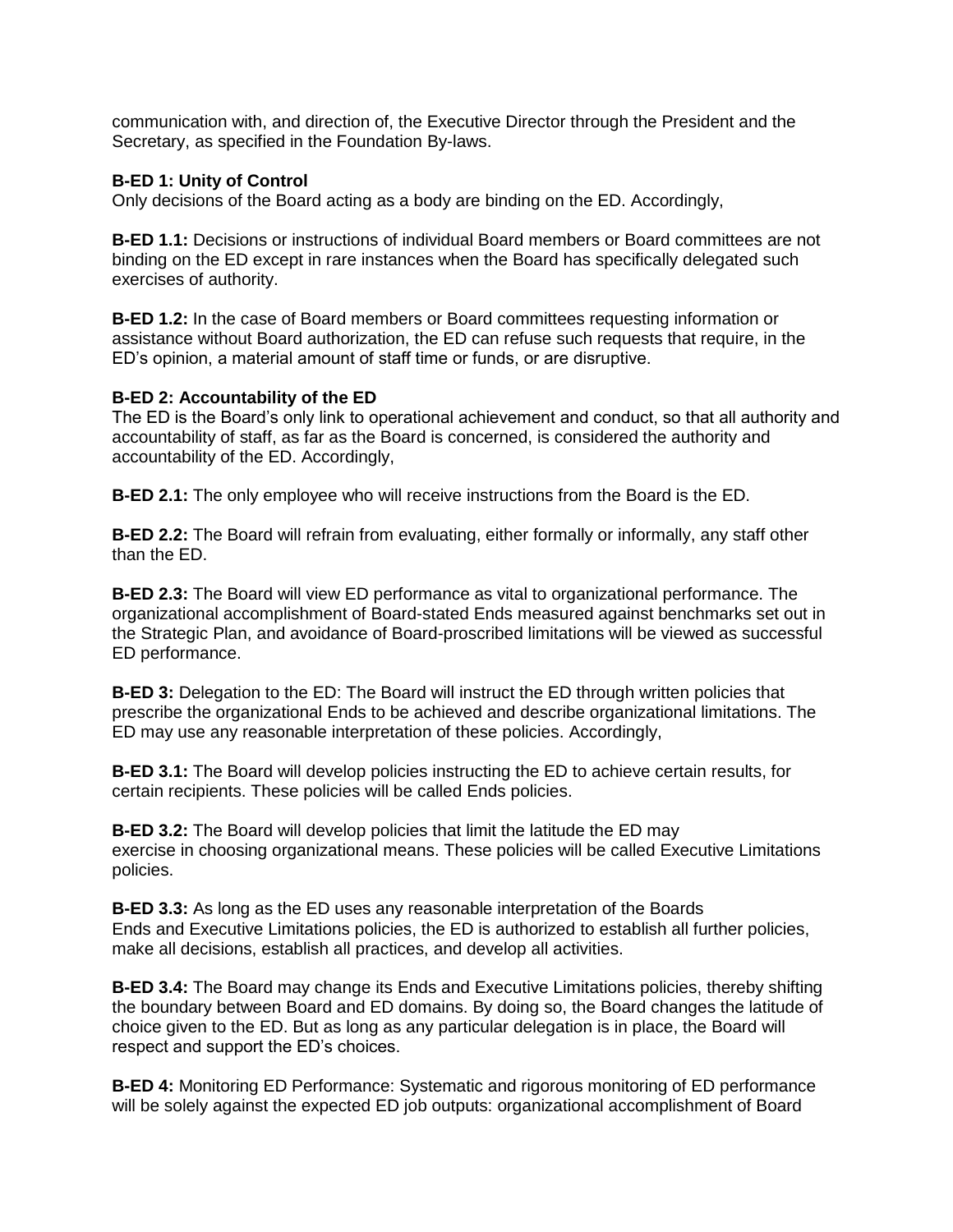communication with, and direction of, the Executive Director through the President and the Secretary, as specified in the Foundation By-laws.

**B-ED 1: Unity of Control**
Only decisions of the Board acting as a body are binding on the ED. Accordingly,

**B-ED 1.1:** Decisions or instructions of individual Board members or Board committees are not binding on the ED except in rare instances when the Board has specifically delegated such exercises of authority.

**B-ED 1.2:** In the case of Board members or Board committees requesting information or assistance without Board authorization, the ED can refuse such requests that require, in the ED's opinion, a material amount of staff time or funds, or are disruptive.

**B-ED 2: Accountability of the ED**
The ED is the Board's only link to operational achievement and conduct, so that all authority and accountability of staff, as far as the Board is concerned, is considered the authority and accountability of the ED. Accordingly,

**B-ED 2.1:** The only employee who will receive instructions from the Board is the ED.

**B-ED 2.2:** The Board will refrain from evaluating, either formally or informally, any staff other than the ED.

**B-ED 2.3:** The Board will view ED performance as vital to organizational performance. The organizational accomplishment of Board-stated Ends measured against benchmarks set out in the Strategic Plan, and avoidance of Board-proscribed limitations will be viewed as successful ED performance.

**B-ED 3:** Delegation to the ED: The Board will instruct the ED through written policies that prescribe the organizational Ends to be achieved and describe organizational limitations. The ED may use any reasonable interpretation of these policies. Accordingly,

**B-ED 3.1:** The Board will develop policies instructing the ED to achieve certain results, for certain recipients. These policies will be called Ends policies.

**B-ED 3.2:** The Board will develop policies that limit the latitude the ED may exercise in choosing organizational means. These policies will be called Executive Limitations policies.

**B-ED 3.3:** As long as the ED uses any reasonable interpretation of the Boards Ends and Executive Limitations policies, the ED is authorized to establish all further policies, make all decisions, establish all practices, and develop all activities.

**B-ED 3.4:** The Board may change its Ends and Executive Limitations policies, thereby shifting the boundary between Board and ED domains. By doing so, the Board changes the latitude of choice given to the ED. But as long as any particular delegation is in place, the Board will respect and support the ED's choices.

**B-ED 4:** Monitoring ED Performance: Systematic and rigorous monitoring of ED performance will be solely against the expected ED job outputs: organizational accomplishment of Board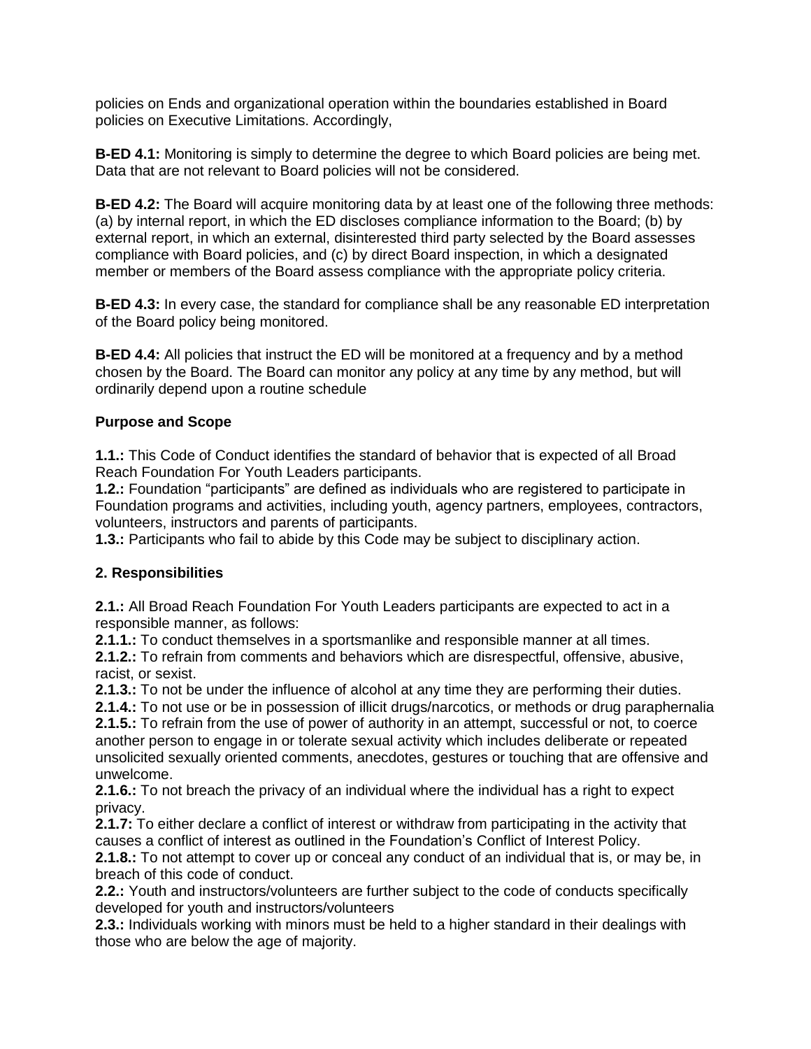policies on Ends and organizational operation within the boundaries established in Board policies on Executive Limitations. Accordingly,

**B-ED 4.1:** Monitoring is simply to determine the degree to which Board policies are being met. Data that are not relevant to Board policies will not be considered.

**B-ED 4.2:** The Board will acquire monitoring data by at least one of the following three methods: (a) by internal report, in which the ED discloses compliance information to the Board; (b) by external report, in which an external, disinterested third party selected by the Board assesses compliance with Board policies, and (c) by direct Board inspection, in which a designated member or members of the Board assess compliance with the appropriate policy criteria.

**B-ED 4.3:** In every case, the standard for compliance shall be any reasonable ED interpretation of the Board policy being monitored.

**B-ED 4.4:** All policies that instruct the ED will be monitored at a frequency and by a method chosen by the Board. The Board can monitor any policy at any time by any method, but will ordinarily depend upon a routine schedule

### Purpose and Scope

**1.1.:** This Code of Conduct identifies the standard of behavior that is expected of all Broad Reach Foundation For Youth Leaders participants.
**1.2.:** Foundation "participants" are defined as individuals who are registered to participate in Foundation programs and activities, including youth, agency partners, employees, contractors, volunteers, instructors and parents of participants.
**1.3.:** Participants who fail to abide by this Code may be subject to disciplinary action.

### 2. Responsibilities

**2.1.:** All Broad Reach Foundation For Youth Leaders participants are expected to act in a responsible manner, as follows:
**2.1.1.:** To conduct themselves in a sportsmanlike and responsible manner at all times.
**2.1.2.:** To refrain from comments and behaviors which are disrespectful, offensive, abusive, racist, or sexist.
**2.1.3.:** To not be under the influence of alcohol at any time they are performing their duties.
**2.1.4.:** To not use or be in possession of illicit drugs/narcotics, or methods or drug paraphernalia
**2.1.5.:** To refrain from the use of power of authority in an attempt, successful or not, to coerce another person to engage in or tolerate sexual activity which includes deliberate or repeated unsolicited sexually oriented comments, anecdotes, gestures or touching that are offensive and unwelcome.
**2.1.6.:** To not breach the privacy of an individual where the individual has a right to expect privacy.
**2.1.7:** To either declare a conflict of interest or withdraw from participating in the activity that causes a conflict of interest as outlined in the Foundation's Conflict of Interest Policy.
**2.1.8.:** To not attempt to cover up or conceal any conduct of an individual that is, or may be, in breach of this code of conduct.
**2.2.:** Youth and instructors/volunteers are further subject to the code of conducts specifically developed for youth and instructors/volunteers
**2.3.:** Individuals working with minors must be held to a higher standard in their dealings with those who are below the age of majority.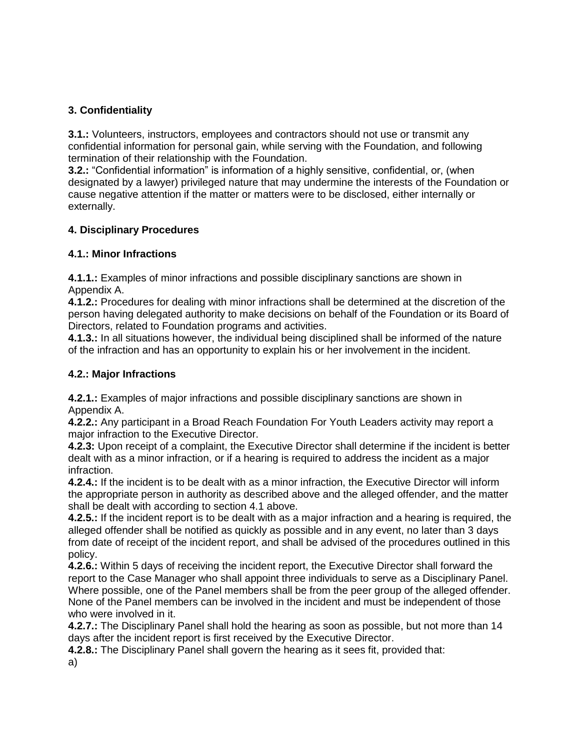## 3. Confidentiality

**3.1.:** Volunteers, instructors, employees and contractors should not use or transmit any confidential information for personal gain, while serving with the Foundation, and following termination of their relationship with the Foundation.
**3.2.:** "Confidential information" is information of a highly sensitive, confidential, or, (when designated by a lawyer) privileged nature that may undermine the interests of the Foundation or cause negative attention if the matter or matters were to be disclosed, either internally or externally.

## 4. Disciplinary Procedures

### 4.1.: Minor Infractions

**4.1.1.:** Examples of minor infractions and possible disciplinary sanctions are shown in Appendix A.
**4.1.2.:** Procedures for dealing with minor infractions shall be determined at the discretion of the person having delegated authority to make decisions on behalf of the Foundation or its Board of Directors, related to Foundation programs and activities.
**4.1.3.:** In all situations however, the individual being disciplined shall be informed of the nature of the infraction and has an opportunity to explain his or her involvement in the incident.

### 4.2.: Major Infractions

**4.2.1.:** Examples of major infractions and possible disciplinary sanctions are shown in Appendix A.
**4.2.2.:** Any participant in a Broad Reach Foundation For Youth Leaders activity may report a major infraction to the Executive Director.
**4.2.3:** Upon receipt of a complaint, the Executive Director shall determine if the incident is better dealt with as a minor infraction, or if a hearing is required to address the incident as a major infraction.
**4.2.4.:** If the incident is to be dealt with as a minor infraction, the Executive Director will inform the appropriate person in authority as described above and the alleged offender, and the matter shall be dealt with according to section 4.1 above.
**4.2.5.:** If the incident report is to be dealt with as a major infraction and a hearing is required, the alleged offender shall be notified as quickly as possible and in any event, no later than 3 days from date of receipt of the incident report, and shall be advised of the procedures outlined in this policy.
**4.2.6.:** Within 5 days of receiving the incident report, the Executive Director shall forward the report to the Case Manager who shall appoint three individuals to serve as a Disciplinary Panel. Where possible, one of the Panel members shall be from the peer group of the alleged offender. None of the Panel members can be involved in the incident and must be independent of those who were involved in it.
**4.2.7.:** The Disciplinary Panel shall hold the hearing as soon as possible, but not more than 14 days after the incident report is first received by the Executive Director.
**4.2.8.:** The Disciplinary Panel shall govern the hearing as it sees fit, provided that:
a)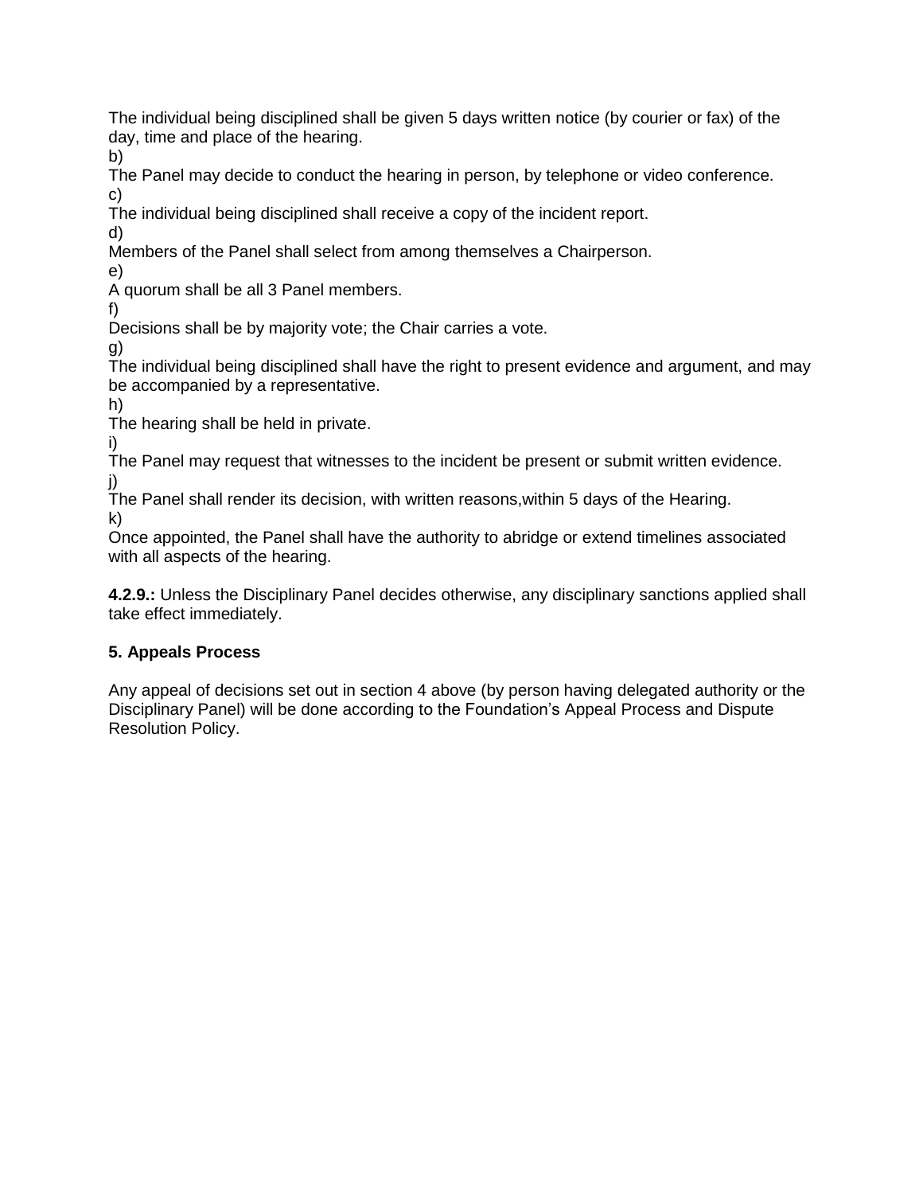The individual being disciplined shall be given 5 days written notice (by courier or fax) of the day, time and place of the hearing.

b)
The Panel may decide to conduct the hearing in person, by telephone or video conference.

c)
The individual being disciplined shall receive a copy of the incident report.

d)
Members of the Panel shall select from among themselves a Chairperson.

e)
A quorum shall be all 3 Panel members.

f)
Decisions shall be by majority vote; the Chair carries a vote.

g)
The individual being disciplined shall have the right to present evidence and argument, and may be accompanied by a representative.

h)
The hearing shall be held in private.

i)
The Panel may request that witnesses to the incident be present or submit written evidence.

j)
The Panel shall render its decision, with written reasons,within 5 days of the Hearing.

k)
Once appointed, the Panel shall have the authority to abridge or extend timelines associated with all aspects of the hearing.

**4.2.9.:** Unless the Disciplinary Panel decides otherwise, any disciplinary sanctions applied shall take effect immediately.

**5. Appeals Process**

Any appeal of decisions set out in section 4 above (by person having delegated authority or the Disciplinary Panel) will be done according to the Foundation's Appeal Process and Dispute Resolution Policy.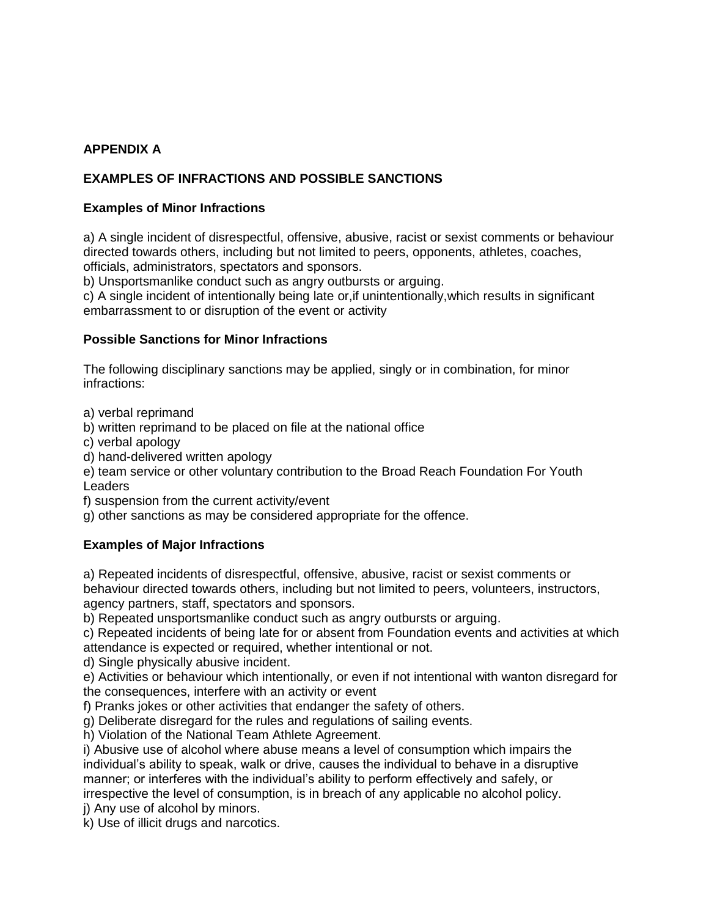**APPENDIX A**

**EXAMPLES OF INFRACTIONS AND POSSIBLE SANCTIONS**

**Examples of Minor Infractions**

a) A single incident of disrespectful, offensive, abusive, racist or sexist comments or behaviour directed towards others, including but not limited to peers, opponents, athletes, coaches, officials, administrators, spectators and sponsors.
b) Unsportsmanlike conduct such as angry outbursts or arguing.
c) A single incident of intentionally being late or,if unintentionally,which results in significant embarrassment to or disruption of the event or activity

**Possible Sanctions for Minor Infractions**

The following disciplinary sanctions may be applied, singly or in combination, for minor infractions:

a) verbal reprimand
b) written reprimand to be placed on file at the national office
c) verbal apology
d) hand-delivered written apology
e) team service or other voluntary contribution to the Broad Reach Foundation For Youth Leaders
f) suspension from the current activity/event
g) other sanctions as may be considered appropriate for the offence.

**Examples of Major Infractions**

a) Repeated incidents of disrespectful, offensive, abusive, racist or sexist comments or behaviour directed towards others, including but not limited to peers, volunteers, instructors, agency partners, staff, spectators and sponsors.
b) Repeated unsportsmanlike conduct such as angry outbursts or arguing.
c) Repeated incidents of being late for or absent from Foundation events and activities at which attendance is expected or required, whether intentional or not.
d) Single physically abusive incident.
e) Activities or behaviour which intentionally, or even if not intentional with wanton disregard for the consequences, interfere with an activity or event
f) Pranks jokes or other activities that endanger the safety of others.
g) Deliberate disregard for the rules and regulations of sailing events.
h) Violation of the National Team Athlete Agreement.
i) Abusive use of alcohol where abuse means a level of consumption which impairs the individual's ability to speak, walk or drive, causes the individual to behave in a disruptive manner; or interferes with the individual's ability to perform effectively and safely, or irrespective the level of consumption, is in breach of any applicable no alcohol policy.
j) Any use of alcohol by minors.
k) Use of illicit drugs and narcotics.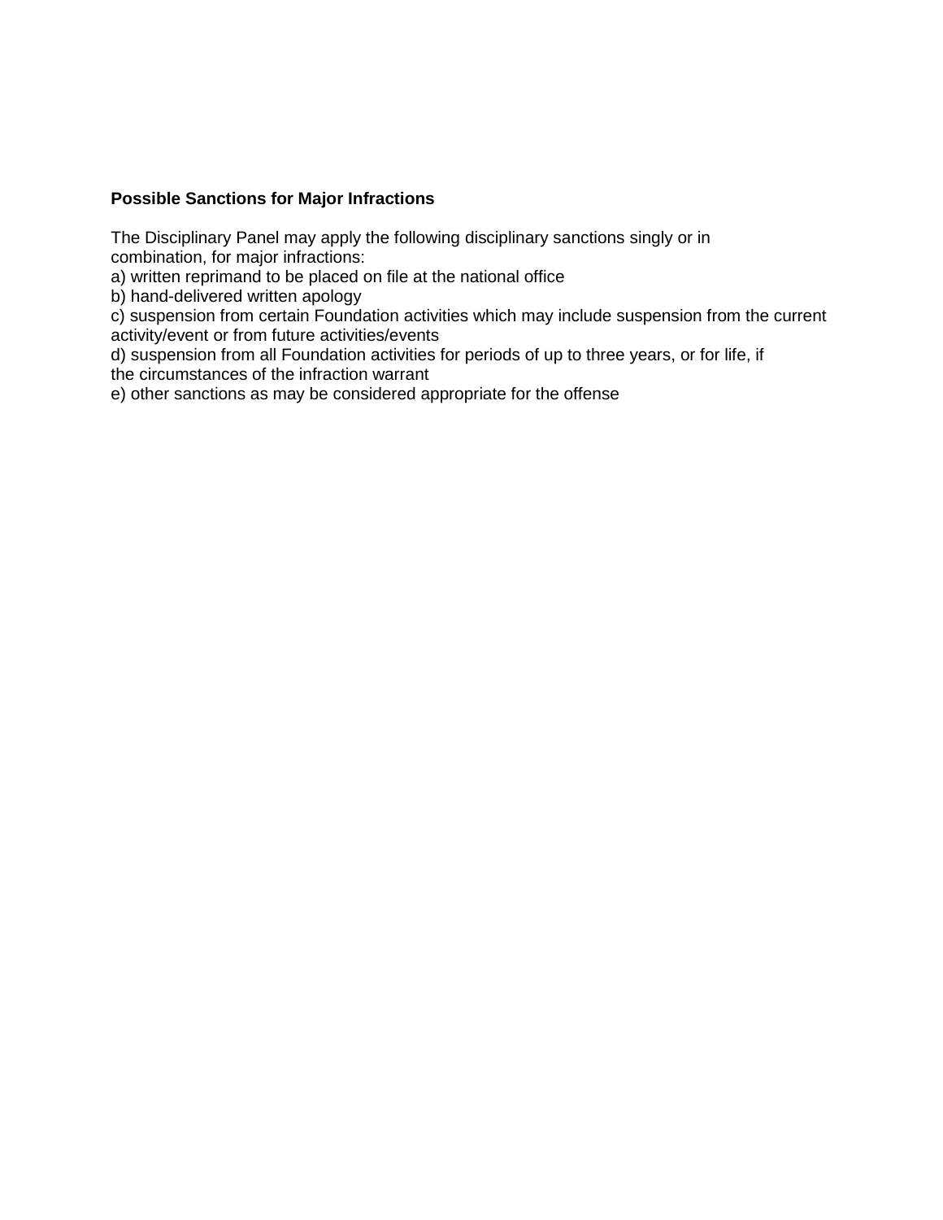**Possible Sanctions for Major Infractions**

The Disciplinary Panel may apply the following disciplinary sanctions singly or in combination, for major infractions:

a) written reprimand to be placed on file at the national office
b) hand-delivered written apology
c) suspension from certain Foundation activities which may include suspension from the current activity/event or from future activities/events
d) suspension from all Foundation activities for periods of up to three years, or for life, if the circumstances of the infraction warrant
e) other sanctions as may be considered appropriate for the offense